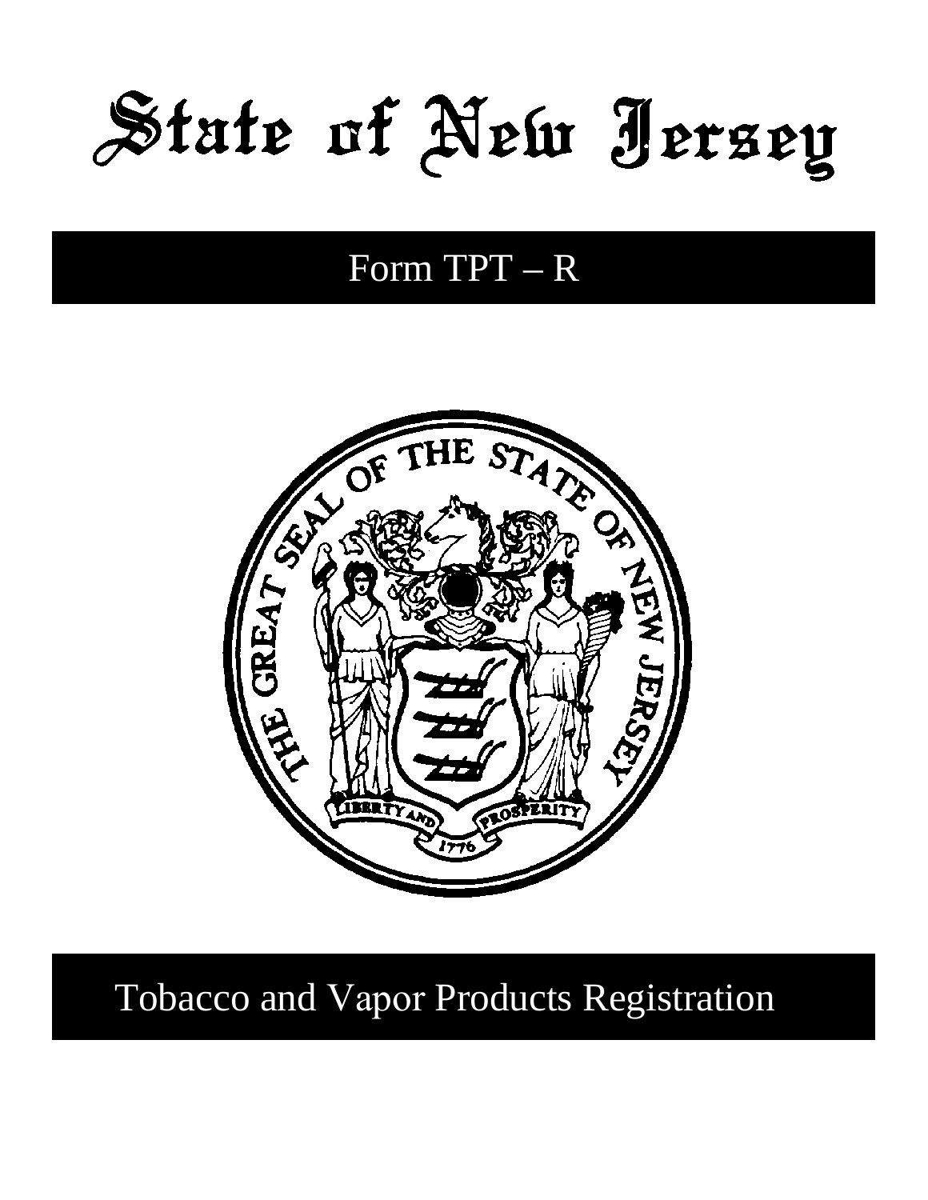# State of New Jersey

## Form TPT – R

## Tobacco and Vapor Products Registration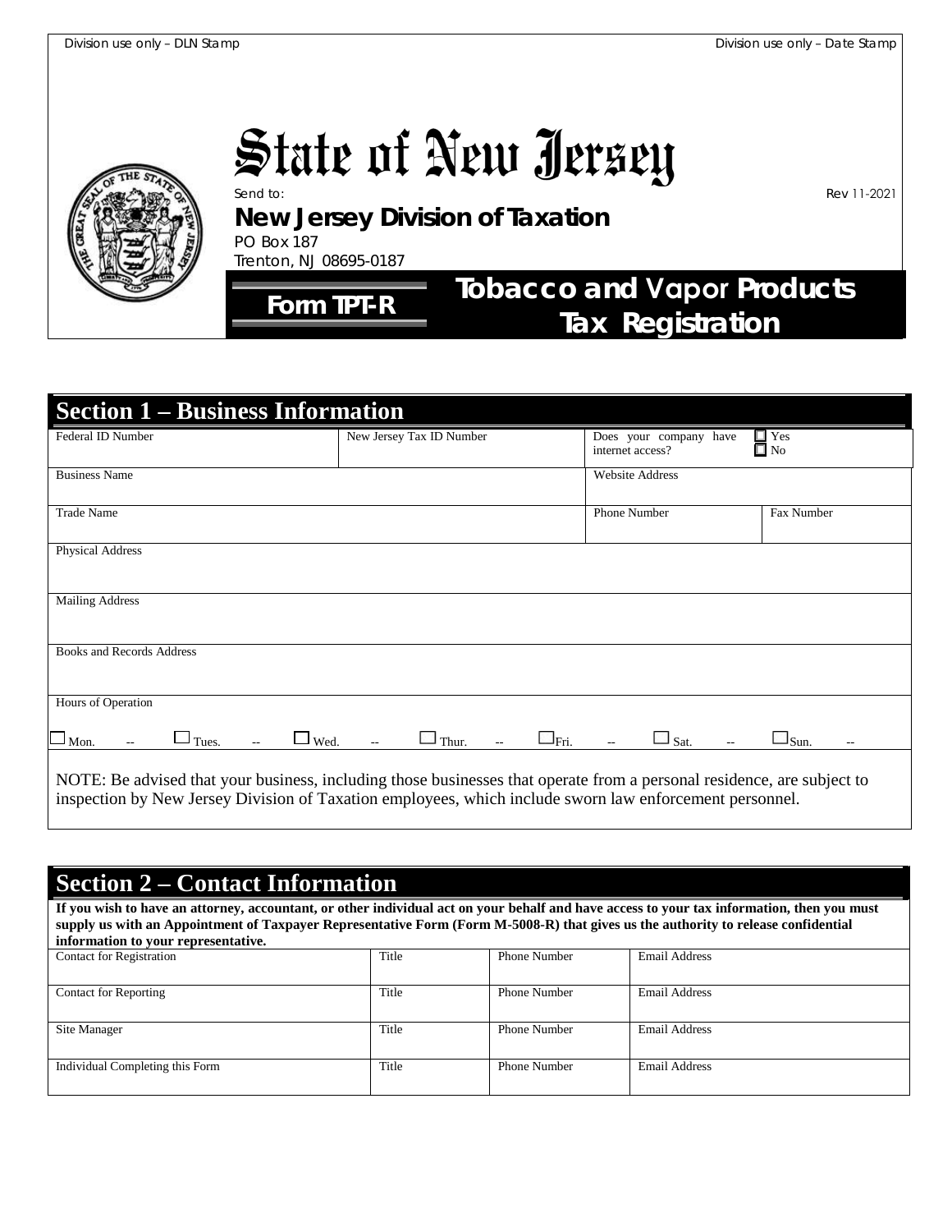Division use only – DLN Stamp

Division use only – Date Stamp

# State of New Jersey

Send to:

Rev 11-2021

**New Jersey Division of Taxation**
PO Box 187
Trenton, NJ 08695-0187

## Form TPT-R

## Tobacco and Vapor Products Tax Registration

## Section 1 – Business Information

| Federal ID Number | New Jersey Tax ID Number | Does your company have internet access? ☐ Yes ☐ No | |
|---|---|---|---|
| Business Name | | Website Address | |
| Trade Name | | Phone Number | Fax Number |
| Physical Address | | | |
| Mailing Address | | | |
| Books and Records Address | | | |

Hours of Operation

☐ Mon. -- ☐ Tues. -- ☐ Wed. -- ☐ Thur. -- ☐ Fri. -- ☐ Sat. -- ☐ Sun. --

NOTE: Be advised that your business, including those businesses that operate from a personal residence, are subject to inspection by New Jersey Division of Taxation employees, which include sworn law enforcement personnel.

## Section 2 – Contact Information

**If you wish to have an attorney, accountant, or other individual act on your behalf and have access to your tax information, then you must supply us with an Appointment of Taxpayer Representative Form (Form M-5008-R) that gives us the authority to release confidential information to your representative.**

| Contact for Registration | Title | Phone Number | Email Address |
|---|---|---|---|
| Contact for Reporting | Title | Phone Number | Email Address |
| Site Manager | Title | Phone Number | Email Address |
| Individual Completing this Form | Title | Phone Number | Email Address |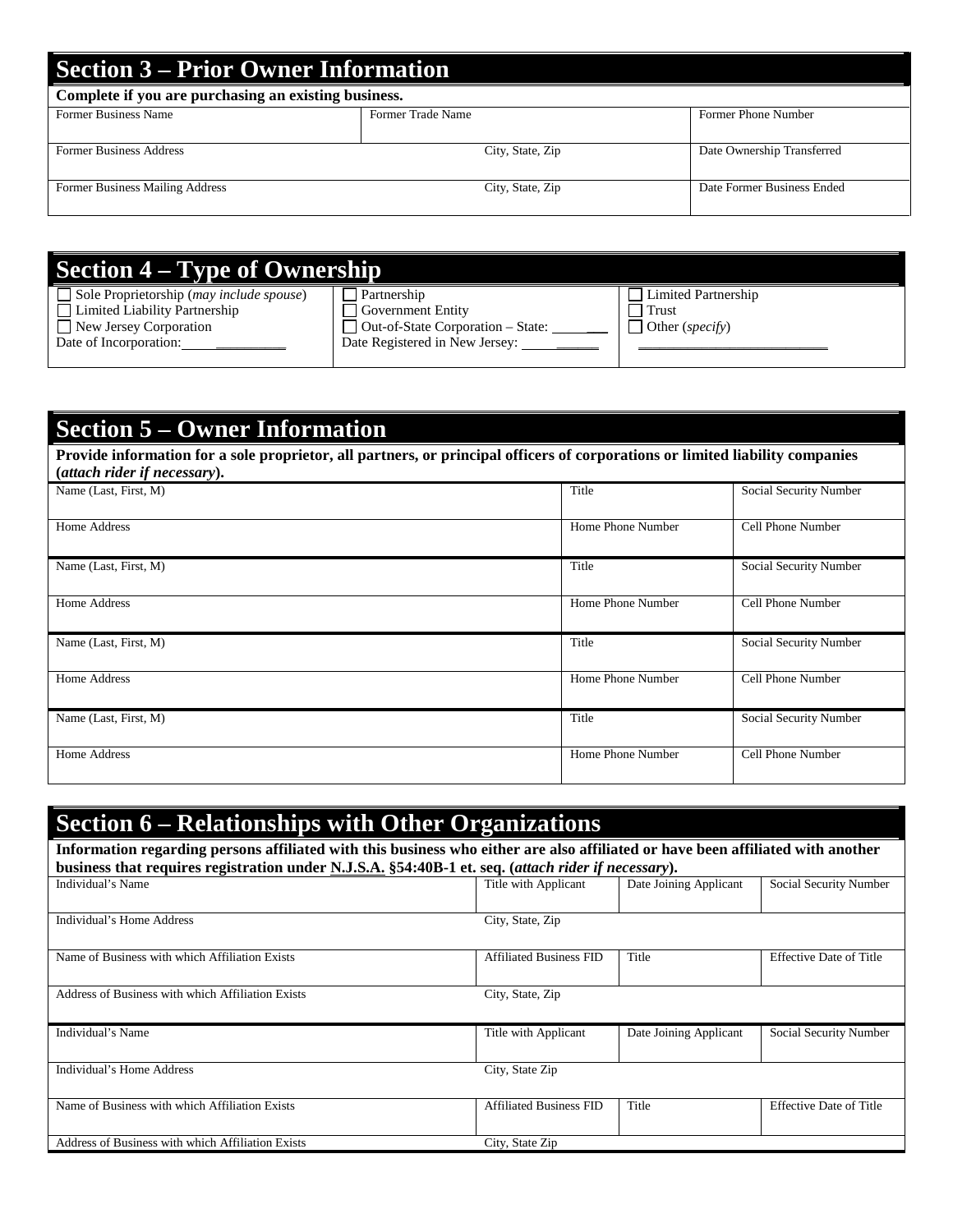## Section 3 – Prior Owner Information

**Complete if you are purchasing an existing business.**

| Former Business Name | Former Trade Name | Former Phone Number |
|---|---|---|
| Former Business Address | City, State, Zip | Date Ownership Transferred |
| Former Business Mailing Address | City, State, Zip | Date Former Business Ended |

## Section 4 – Type of Ownership

| | | |
|---|---|---|
| ☐ Sole Proprietorship (*may include spouse*) | ☐ Partnership | ☐ Limited Partnership |
| ☐ Limited Liability Partnership | ☐ Government Entity | ☐ Trust |
| ☐ New Jersey Corporation | ☐ Out-of-State Corporation – State: ________ | ☐ Other (*specify*) |
| Date of Incorporation: ______________ | Date Registered in New Jersey: __________ | ____________________________ |

## Section 5 – Owner Information

**Provide information for a sole proprietor, all partners, or principal officers of corporations or limited liability companies (*attach rider if necessary*).**

| Name (Last, First, M) | Title | Social Security Number |
|---|---|---|
| Home Address | Home Phone Number | Cell Phone Number |
| Name (Last, First, M) | Title | Social Security Number |
| Home Address | Home Phone Number | Cell Phone Number |
| Name (Last, First, M) | Title | Social Security Number |
| Home Address | Home Phone Number | Cell Phone Number |
| Name (Last, First, M) | Title | Social Security Number |
| Home Address | Home Phone Number | Cell Phone Number |

## Section 6 – Relationships with Other Organizations

**Information regarding persons affiliated with this business who either are also affiliated or have been affiliated with another business that requires registration under N.J.S.A. §54:40B-1 et. seq. (*attach rider if necessary*).**

| Individual's Name | Title with Applicant | Date Joining Applicant | Social Security Number |
|---|---|---|---|
| Individual's Home Address | City, State, Zip | | |
| Name of Business with which Affiliation Exists | Affiliated Business FID | Title | Effective Date of Title |
| Address of Business with which Affiliation Exists | City, State, Zip | | |
| Individual's Name | Title with Applicant | Date Joining Applicant | Social Security Number |
| Individual's Home Address | City, State Zip | | |
| Name of Business with which Affiliation Exists | Affiliated Business FID | Title | Effective Date of Title |
| Address of Business with which Affiliation Exists | City, State Zip | | |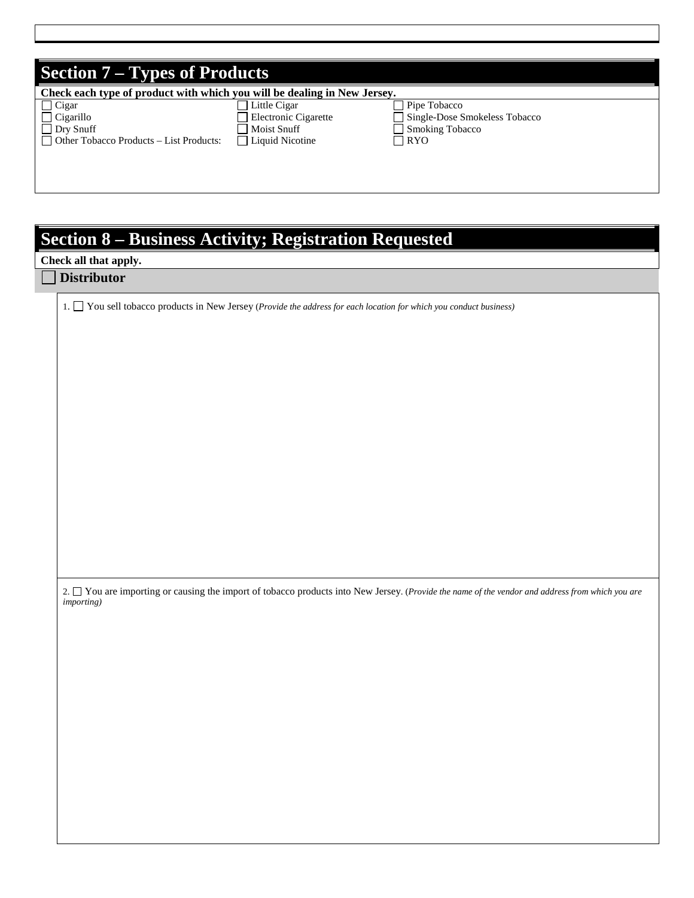## Section 7 – Types of Products

**Check each type of product with which you will be dealing in New Jersey.**

- ☐ Cigar
- ☐ Cigarillo
- ☐ Dry Snuff
- ☐ Other Tobacco Products – List Products:
- ☐ Little Cigar
- ☐ Electronic Cigarette
- ☐ Moist Snuff
- ☐ Liquid Nicotine
- ☐ Pipe Tobacco
- ☐ Single-Dose Smokeless Tobacco
- ☐ Smoking Tobacco
- ☐ RYO

## Section 8 – Business Activity; Registration Requested

**Check all that apply.**

### ☐ Distributor

1. ☐ You sell tobacco products in New Jersey (*Provide the address for each location for which you conduct business)*

2. ☐ You are importing or causing the import of tobacco products into New Jersey. (*Provide the name of the vendor and address from which you are importing)*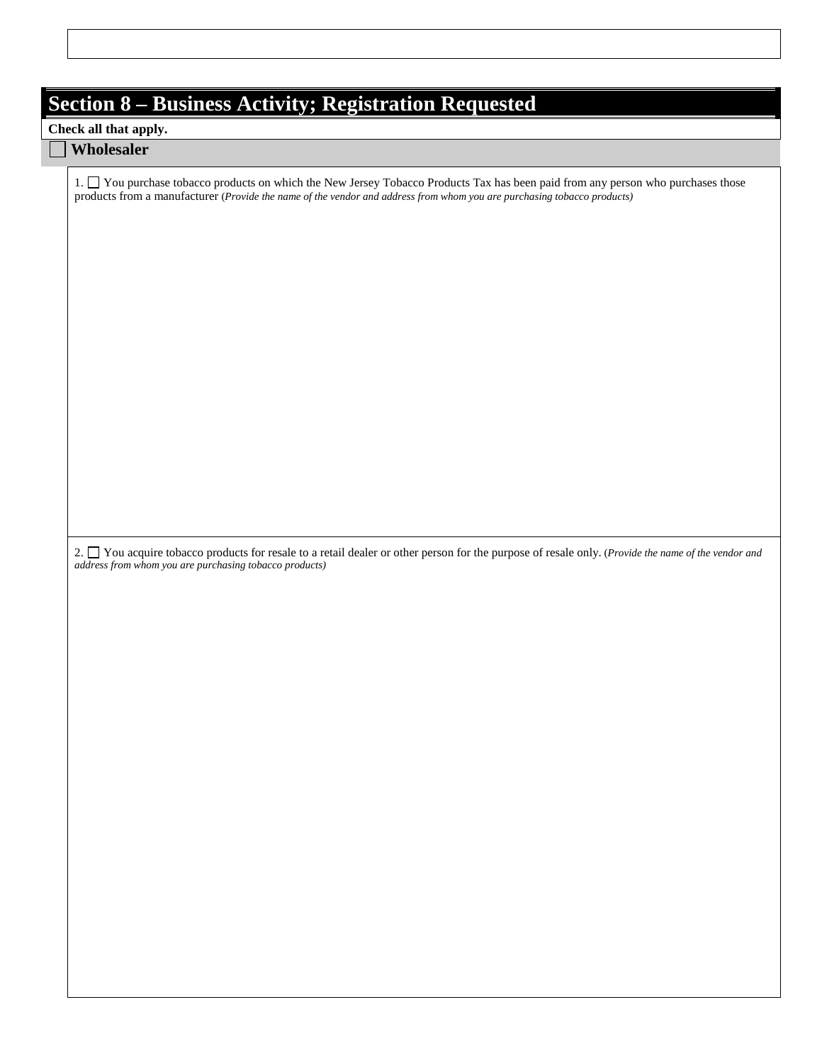## Section 8 – Business Activity; Registration Requested

**Check all that apply.**

☐ **Wholesaler**

1. ☐ You purchase tobacco products on which the New Jersey Tobacco Products Tax has been paid from any person who purchases those products from a manufacturer (*Provide the name of the vendor and address from whom you are purchasing tobacco products)*

2. ☐ You acquire tobacco products for resale to a retail dealer or other person for the purpose of resale only. (*Provide the name of the vendor and address from whom you are purchasing tobacco products)*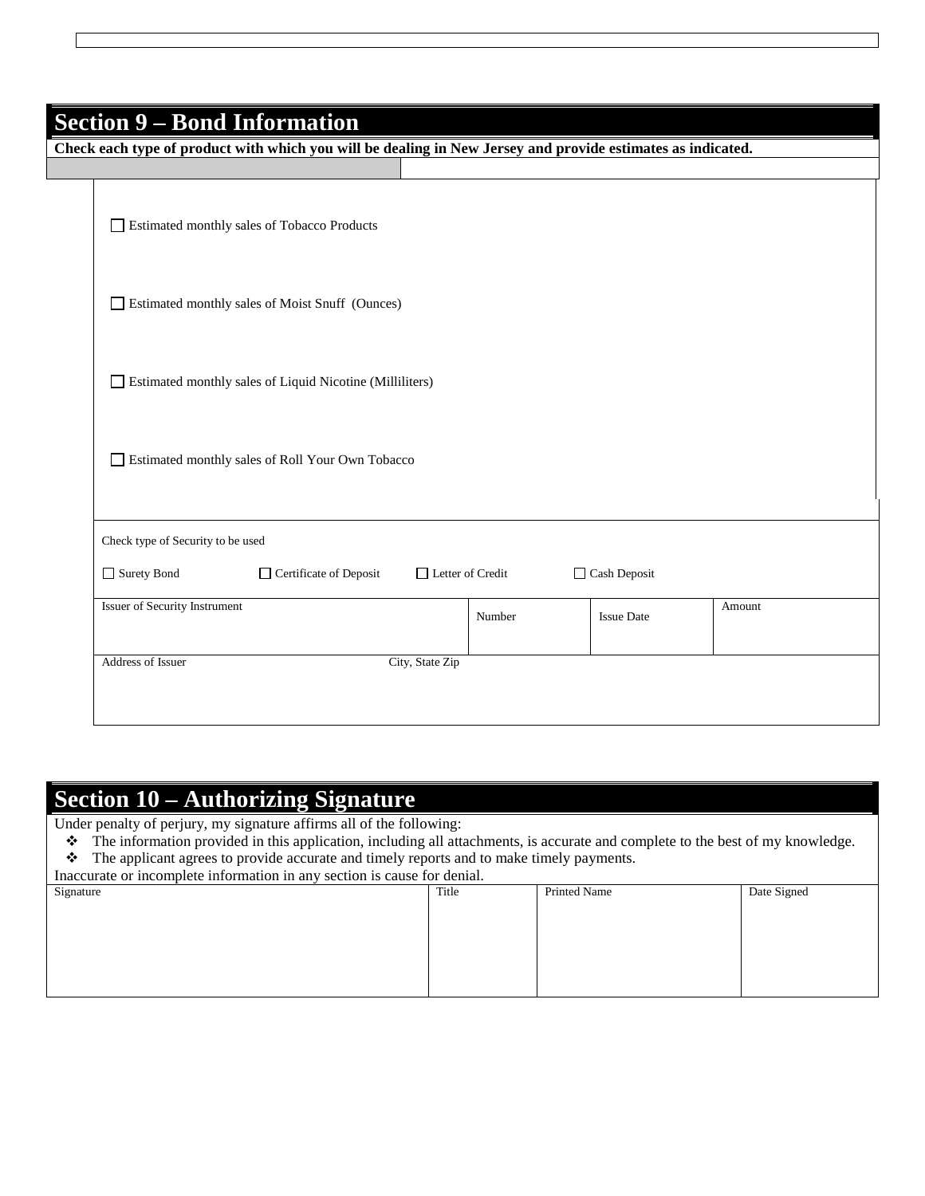## Section 9 – Bond Information

**Check each type of product with which you will be dealing in New Jersey and provide estimates as indicated.**

☐ Estimated monthly sales of Tobacco Products

☐ Estimated monthly sales of Moist Snuff (Ounces)

☐ Estimated monthly sales of Liquid Nicotine (Milliliters)

☐ Estimated monthly sales of Roll Your Own Tobacco

Check type of Security to be used

☐ Surety Bond ☐ Certificate of Deposit ☐ Letter of Credit ☐ Cash Deposit

| Issuer of Security Instrument | Number | Issue Date | Amount |
|---|---|---|---|
| | | | |

| Address of Issuer | City, State Zip |
|---|---|
| | |

## Section 10 – Authorizing Signature

Under penalty of perjury, my signature affirms all of the following:

- The information provided in this application, including all attachments, is accurate and complete to the best of my knowledge.
- The applicant agrees to provide accurate and timely reports and to make timely payments.

Inaccurate or incomplete information in any section is cause for denial.

| Signature | Title | Printed Name | Date Signed |
|---|---|---|---|
| | | | |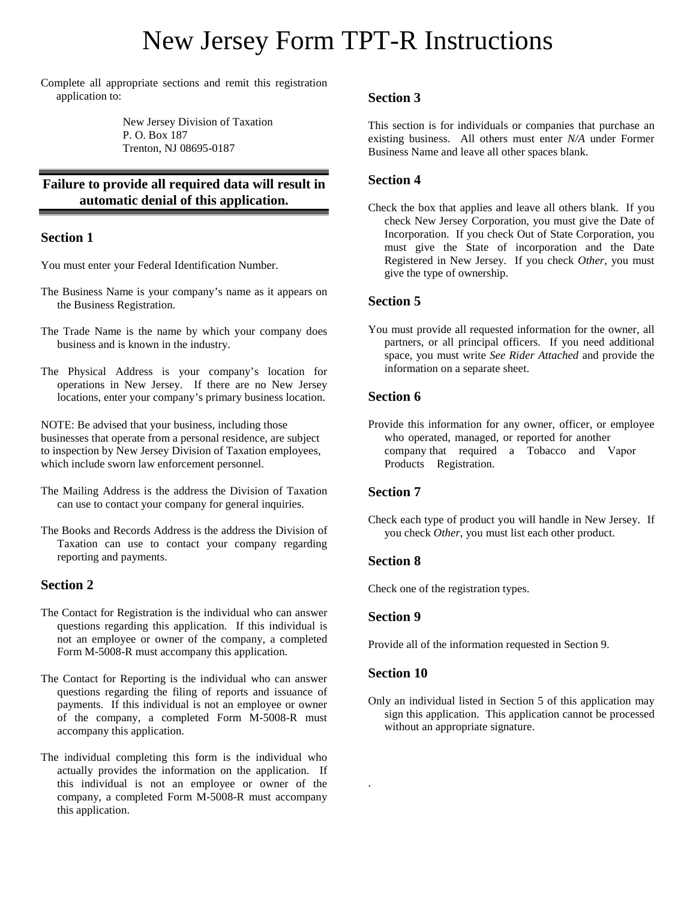# New Jersey Form TPT-R Instructions

Complete all appropriate sections and remit this registration application to:

New Jersey Division of Taxation
P. O. Box 187
Trenton, NJ 08695-0187

**Failure to provide all required data will result in automatic denial of this application.**

## Section 1

You must enter your Federal Identification Number.

The Business Name is your company's name as it appears on the Business Registration.

The Trade Name is the name by which your company does business and is known in the industry.

The Physical Address is your company's location for operations in New Jersey. If there are no New Jersey locations, enter your company's primary business location.

NOTE: Be advised that your business, including those businesses that operate from a personal residence, are subject to inspection by New Jersey Division of Taxation employees, which include sworn law enforcement personnel.

The Mailing Address is the address the Division of Taxation can use to contact your company for general inquiries.

The Books and Records Address is the address the Division of Taxation can use to contact your company regarding reporting and payments.

## Section 2

The Contact for Registration is the individual who can answer questions regarding this application. If this individual is not an employee or owner of the company, a completed Form M-5008-R must accompany this application.

The Contact for Reporting is the individual who can answer questions regarding the filing of reports and issuance of payments. If this individual is not an employee or owner of the company, a completed Form M-5008-R must accompany this application.

The individual completing this form is the individual who actually provides the information on the application. If this individual is not an employee or owner of the company, a completed Form M-5008-R must accompany this application.

## Section 3

This section is for individuals or companies that purchase an existing business. All others must enter *N/A* under Former Business Name and leave all other spaces blank.

## Section 4

Check the box that applies and leave all others blank. If you check New Jersey Corporation, you must give the Date of Incorporation. If you check Out of State Corporation, you must give the State of incorporation and the Date Registered in New Jersey. If you check *Other*, you must give the type of ownership.

## Section 5

You must provide all requested information for the owner, all partners, or all principal officers. If you need additional space, you must write *See Rider Attached* and provide the information on a separate sheet.

## Section 6

Provide this information for any owner, officer, or employee who operated, managed, or reported for another company that required a Tobacco and Vapor Products Registration.

## Section 7

Check each type of product you will handle in New Jersey. If you check *Other*, you must list each other product.

## Section 8

Check one of the registration types.

## Section 9

Provide all of the information requested in Section 9.

## Section 10

Only an individual listed in Section 5 of this application may sign this application. This application cannot be processed without an appropriate signature.